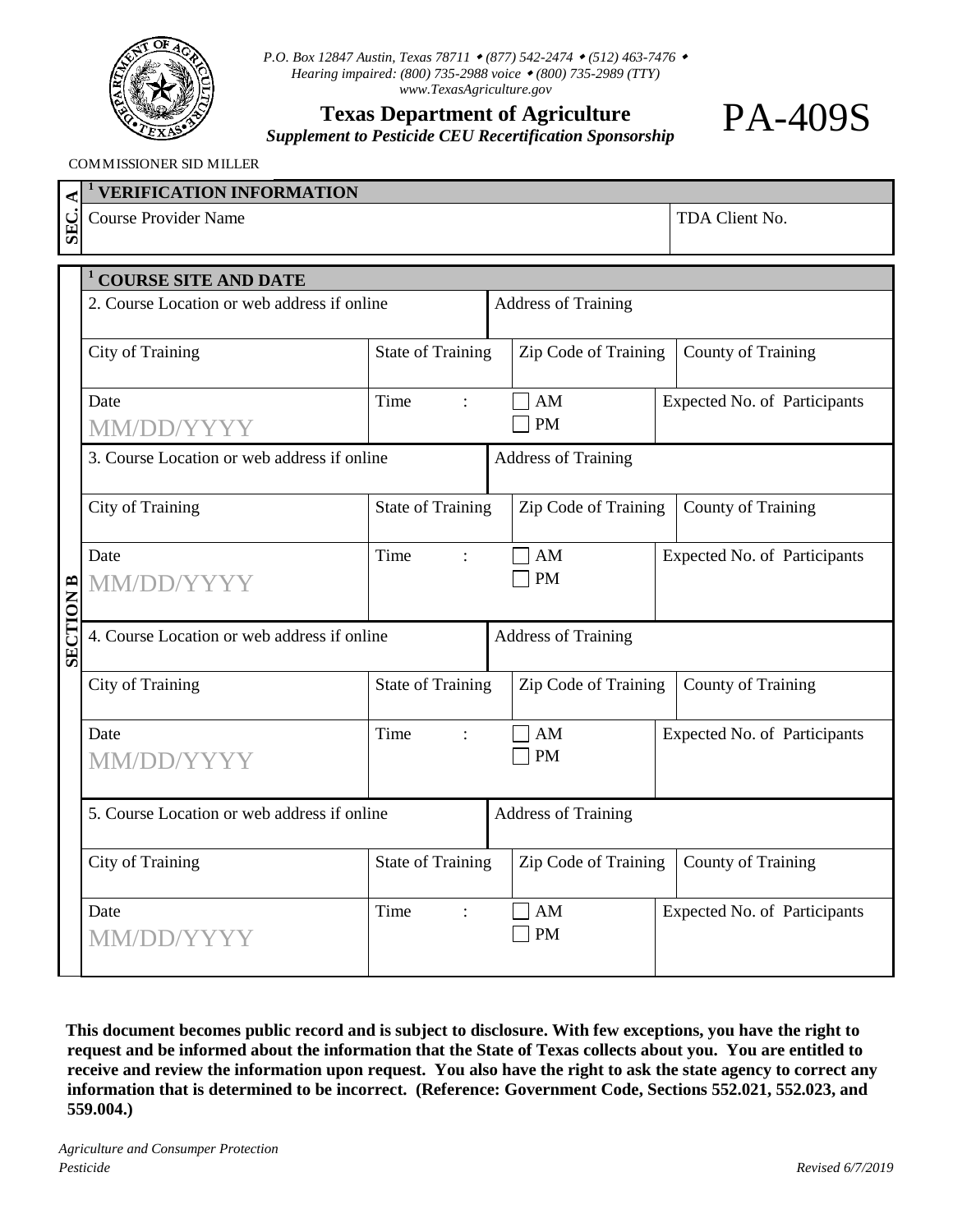P.O. Box 12847 Austin, Texas 78711 • (877) 542-2474 • (512) 463-7476 •
Hearing impaired: (800) 735-2988 voice • (800) 735-2989 (TTY)
www.TexasAgriculture.gov

# Texas Department of Agriculture

***Supplement to Pesticide CEU Recertification Sponsorship***

# PA-409S

COMMISSIONER SID MILLER

## SEC. A

| [1] VERIFICATION INFORMATION | |
|---|---|
| Course Provider Name | TDA Client No. |

## SECTION B

| [1] COURSE SITE AND DATE | | | |
|---|---|---|---|
| 2. Course Location or web address if online | | Address of Training | |
| City of Training | State of Training | Zip Code of Training | County of Training |
| Date MM/DD/YYYY | Time : | ☐ AM ☐ PM | Expected No. of Participants |
| 3. Course Location or web address if online | | Address of Training | |
| City of Training | State of Training | Zip Code of Training | County of Training |
| Date MM/DD/YYYY | Time : | ☐ AM ☐ PM | Expected No. of Participants |
| 4. Course Location or web address if online | | Address of Training | |
| City of Training | State of Training | Zip Code of Training | County of Training |
| Date MM/DD/YYYY | Time : | ☐ AM ☐ PM | Expected No. of Participants |
| 5. Course Location or web address if online | | Address of Training | |
| City of Training | State of Training | Zip Code of Training | County of Training |
| Date MM/DD/YYYY | Time : | ☐ AM ☐ PM | Expected No. of Participants |

**This document becomes public record and is subject to disclosure. With few exceptions, you have the right to request and be informed about the information that the State of Texas collects about you. You are entitled to receive and review the information upon request. You also have the right to ask the state agency to correct any information that is determined to be incorrect. (Reference: Government Code, Sections 552.021, 552.023, and 559.004.)**

*Agriculture and Consumer Protection*
*Pesticide*

*Revised 6/7/2019*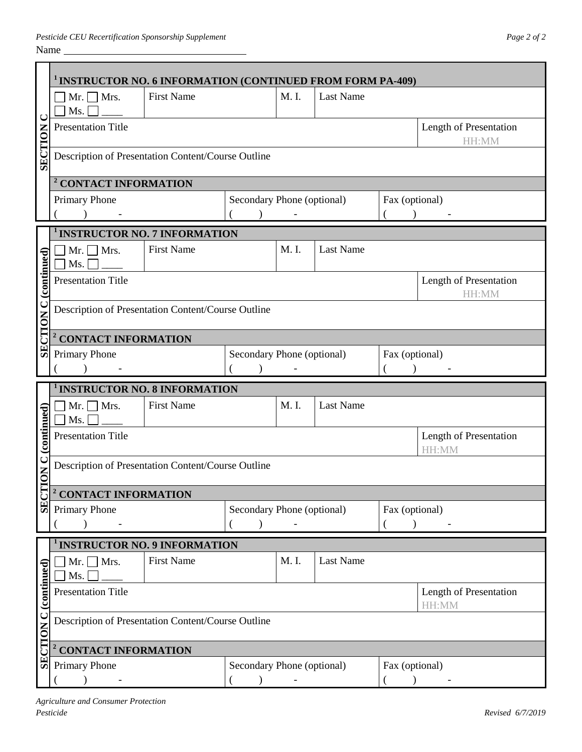Name ___________________________________

**SECTION C**

| [1] INSTRUCTOR NO. 6 INFORMATION (CONTINUED FROM FORM PA-409) | | | | |
|---|---|---|---|---|
| ☐ Mr. ☐ Mrs. ☐ Ms. ☐ ____ | First Name | M. I. | Last Name | |
| Presentation Title | | | | Length of Presentation HH:MM |
| Description of Presentation Content/Course Outline | | | | |
| **[2] CONTACT INFORMATION** | | | | |
| Primary Phone ( ) - | | Secondary Phone (optional) ( ) - | | Fax (optional) ( ) - |

**SECTION C (continued)**

| [1] INSTRUCTOR NO. 7 INFORMATION | | | | |
|---|---|---|---|---|
| ☐ Mr. ☐ Mrs. ☐ Ms. ☐ ____ | First Name | M. I. | Last Name | |
| Presentation Title | | | | Length of Presentation HH:MM |
| Description of Presentation Content/Course Outline | | | | |
| **[2] CONTACT INFORMATION** | | | | |
| Primary Phone ( ) - | | Secondary Phone (optional) ( ) - | | Fax (optional) ( ) - |

**SECTION C (continued)**

| [1] INSTRUCTOR NO. 8 INFORMATION | | | | |
|---|---|---|---|---|
| ☐ Mr. ☐ Mrs. ☐ Ms. ☐ ____ | First Name | M. I. | Last Name | |
| Presentation Title | | | | Length of Presentation HH:MM |
| Description of Presentation Content/Course Outline | | | | |
| **[2] CONTACT INFORMATION** | | | | |
| Primary Phone ( ) - | | Secondary Phone (optional) ( ) - | | Fax (optional) ( ) - |

**SECTION C (continued)**

| [1] INSTRUCTOR NO. 9 INFORMATION | | | | |
|---|---|---|---|---|
| ☐ Mr. ☐ Mrs. ☐ Ms. ☐ ____ | First Name | M. I. | Last Name | |
| Presentation Title | | | | Length of Presentation HH:MM |
| Description of Presentation Content/Course Outline | | | | |
| **[2] CONTACT INFORMATION** | | | | |
| Primary Phone ( ) - | | Secondary Phone (optional) ( ) - | | Fax (optional) ( ) - |